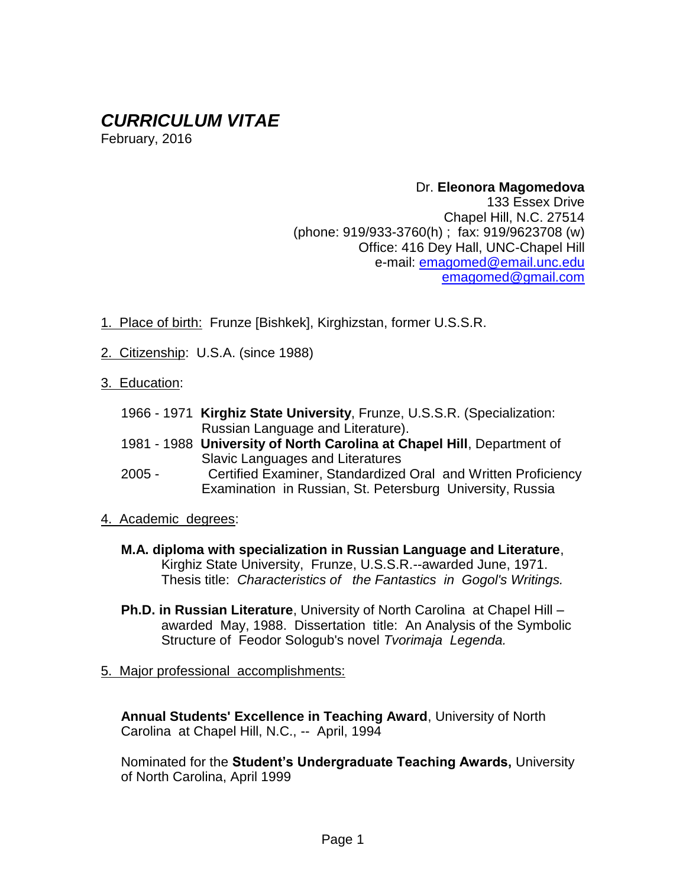# *CURRICULUM VITAE*

February, 2016

Dr. **Eleonora Magomedova**
133 Essex Drive
Chapel Hill, N.C. 27514
(phone: 919/933-3760(h) ; fax: 919/9623708 (w)
Office: 416 Dey Hall, UNC-Chapel Hill
e-mail: emagomed@email.unc.edu
emagomed@gmail.com

1. Place of birth: Frunze [Bishkek], Kirghizstan, former U.S.S.R.

2. Citizenship: U.S.A. (since 1988)

3. Education:

   1966 - 1971 **Kirghiz State University**, Frunze, U.S.S.R. (Specialization: Russian Language and Literature).
   1981 - 1988 **University of North Carolina at Chapel Hill**, Department of Slavic Languages and Literatures
   2005 - Certified Examiner, Standardized Oral and Written Proficiency Examination in Russian, St. Petersburg University, Russia

4. Academic degrees:

   **M.A. diploma with specialization in Russian Language and Literature**, Kirghiz State University, Frunze, U.S.S.R.--awarded June, 1971. Thesis title: *Characteristics of the Fantastics in Gogol's Writings.*

   **Ph.D. in Russian Literature**, University of North Carolina at Chapel Hill – awarded May, 1988. Dissertation title: An Analysis of the Symbolic Structure of Feodor Sologub's novel *Tvorimaja Legenda.*

5. Major professional accomplishments:

   **Annual Students' Excellence in Teaching Award**, University of North Carolina at Chapel Hill, N.C., -- April, 1994

   Nominated for the **Student's Undergraduate Teaching Awards,** University of North Carolina, April 1999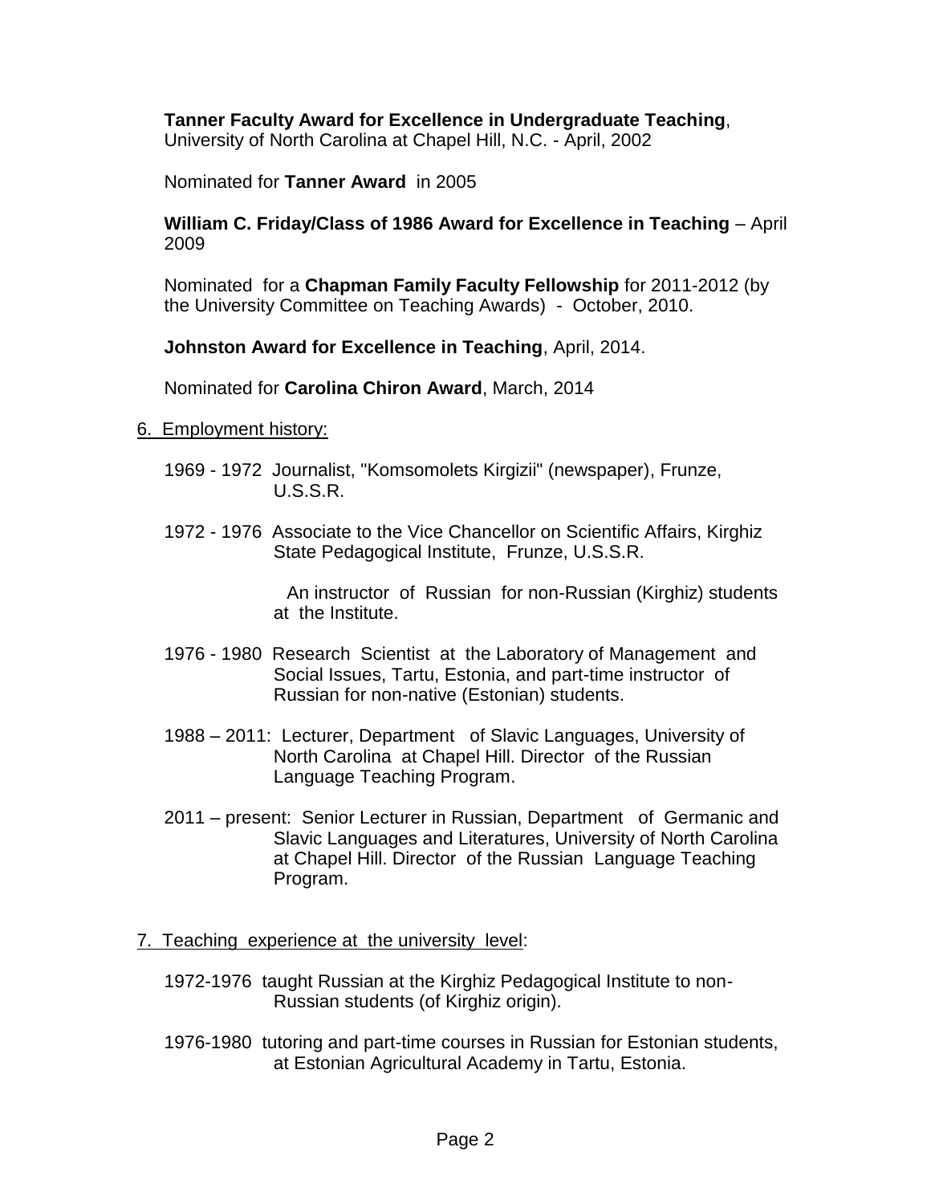**Tanner Faculty Award for Excellence in Undergraduate Teaching**, University of North Carolina at Chapel Hill, N.C. - April, 2002

Nominated for **Tanner Award** in 2005

**William C. Friday/Class of 1986 Award for Excellence in Teaching** – April 2009

Nominated for a **Chapman Family Faculty Fellowship** for 2011-2012 (by the University Committee on Teaching Awards) - October, 2010.

**Johnston Award for Excellence in Teaching**, April, 2014.

Nominated for **Carolina Chiron Award**, March, 2014

6. Employment history:

1969 - 1972 Journalist, "Komsomolets Kirgizii" (newspaper), Frunze, U.S.S.R.

1972 - 1976 Associate to the Vice Chancellor on Scientific Affairs, Kirghiz State Pedagogical Institute, Frunze, U.S.S.R.

An instructor of Russian for non-Russian (Kirghiz) students at the Institute.

1976 - 1980 Research Scientist at the Laboratory of Management and Social Issues, Tartu, Estonia, and part-time instructor of Russian for non-native (Estonian) students.

1988 – 2011: Lecturer, Department of Slavic Languages, University of North Carolina at Chapel Hill. Director of the Russian Language Teaching Program.

2011 – present: Senior Lecturer in Russian, Department of Germanic and Slavic Languages and Literatures, University of North Carolina at Chapel Hill. Director of the Russian Language Teaching Program.

7. Teaching experience at the university level:

1972-1976 taught Russian at the Kirghiz Pedagogical Institute to non-Russian students (of Kirghiz origin).

1976-1980 tutoring and part-time courses in Russian for Estonian students, at Estonian Agricultural Academy in Tartu, Estonia.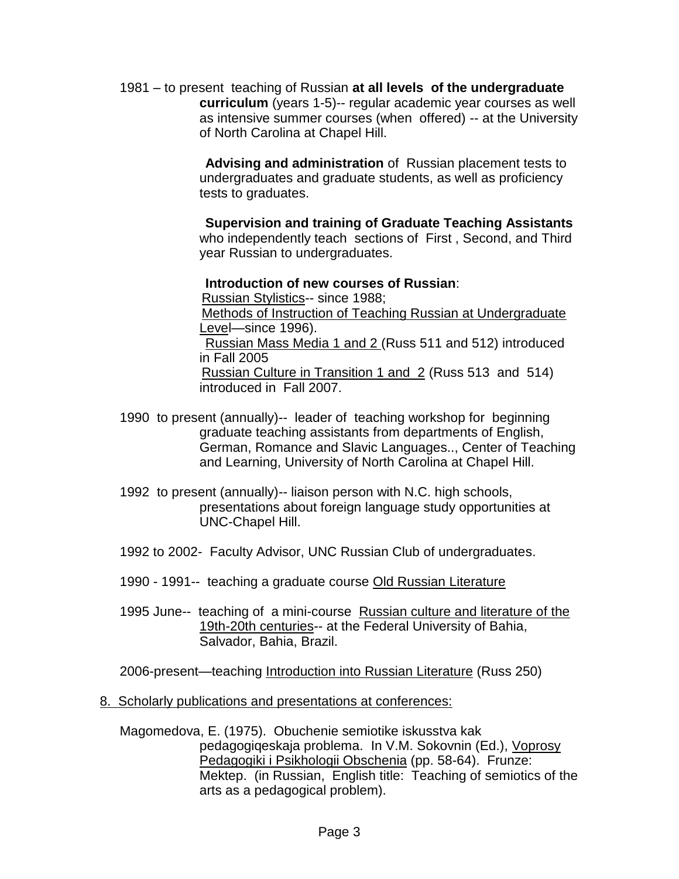1981 – to present teaching of Russian **at all levels of the undergraduate curriculum** (years 1-5)-- regular academic year courses as well as intensive summer courses (when offered) -- at the University of North Carolina at Chapel Hill.

**Advising and administration** of Russian placement tests to undergraduates and graduate students, as well as proficiency tests to graduates.

**Supervision and training of Graduate Teaching Assistants** who independently teach sections of First , Second, and Third year Russian to undergraduates.

**Introduction of new courses of Russian**:
Russian Stylistics-- since 1988;
Methods of Instruction of Teaching Russian at Undergraduate Level—since 1996).
Russian Mass Media 1 and 2 (Russ 511 and 512) introduced in Fall 2005
Russian Culture in Transition 1 and 2 (Russ 513 and 514) introduced in Fall 2007.

1990 to present (annually)-- leader of teaching workshop for beginning graduate teaching assistants from departments of English, German, Romance and Slavic Languages.., Center of Teaching and Learning, University of North Carolina at Chapel Hill.

1992 to present (annually)-- liaison person with N.C. high schools, presentations about foreign language study opportunities at UNC-Chapel Hill.

1992 to 2002- Faculty Advisor, UNC Russian Club of undergraduates.

1990 - 1991-- teaching a graduate course Old Russian Literature

1995 June-- teaching of a mini-course Russian culture and literature of the 19th-20th centuries-- at the Federal University of Bahia, Salvador, Bahia, Brazil.

2006-present—teaching Introduction into Russian Literature (Russ 250)

8. Scholarly publications and presentations at conferences:

Magomedova, E. (1975). Obuchenie semiotike iskusstva kak pedagogiqeskaja problema. In V.M. Sokovnin (Ed.), Voprosy Pedagogiki i Psikhologii Obschenia (pp. 58-64). Frunze: Mektep. (in Russian, English title: Teaching of semiotics of the arts as a pedagogical problem).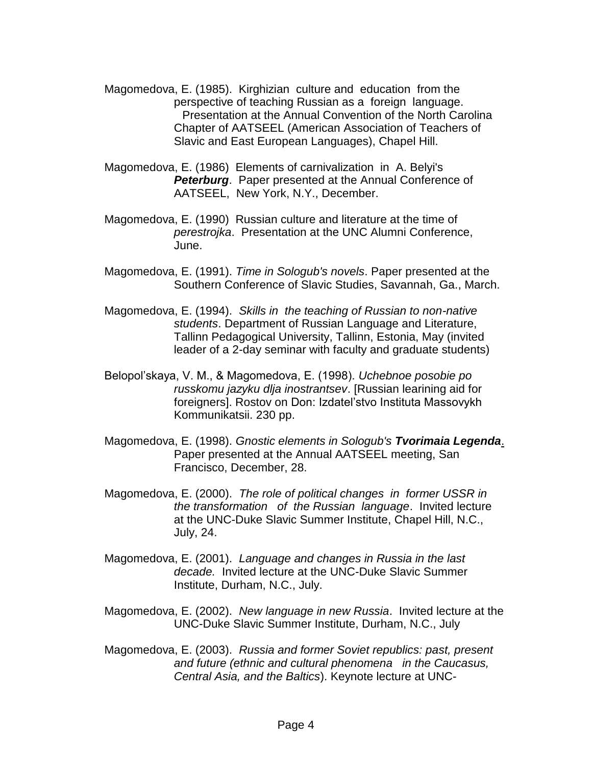Magomedova, E. (1985). Kirghizian culture and education from the perspective of teaching Russian as a foreign language. Presentation at the Annual Convention of the North Carolina Chapter of AATSEEL (American Association of Teachers of Slavic and East European Languages), Chapel Hill.

Magomedova, E. (1986) Elements of carnivalization in A. Belyi's ***Peterburg***. Paper presented at the Annual Conference of AATSEEL, New York, N.Y., December.

Magomedova, E. (1990) Russian culture and literature at the time of *perestrojka*. Presentation at the UNC Alumni Conference, June.

Magomedova, E. (1991). *Time in Sologub's novels*. Paper presented at the Southern Conference of Slavic Studies, Savannah, Ga., March.

Magomedova, E. (1994). *Skills in the teaching of Russian to non-native students*. Department of Russian Language and Literature, Tallinn Pedagogical University, Tallinn, Estonia, May (invited leader of a 2-day seminar with faculty and graduate students)

Belopol'skaya, V. M., & Magomedova, E. (1998). *Uchebnoe posobie po russkomu jazyku dlja inostrantsev*. [Russian learining aid for foreigners]. Rostov on Don: Izdatel'stvo Instituta Massovykh Kommunikatsii. 230 pp.

Magomedova, E. (1998). *Gnostic elements in Sologub's* ***Tvorimaia Legenda***. Paper presented at the Annual AATSEEL meeting, San Francisco, December, 28.

Magomedova, E. (2000). *The role of political changes in former USSR in the transformation of the Russian language*. Invited lecture at the UNC-Duke Slavic Summer Institute, Chapel Hill, N.C., July, 24.

Magomedova, E. (2001). *Language and changes in Russia in the last decade.* Invited lecture at the UNC-Duke Slavic Summer Institute, Durham, N.C., July.

Magomedova, E. (2002). *New language in new Russia*. Invited lecture at the UNC-Duke Slavic Summer Institute, Durham, N.C., July

Magomedova, E. (2003). *Russia and former Soviet republics: past, present and future (ethnic and cultural phenomena in the Caucasus, Central Asia, and the Baltics*). Keynote lecture at UNC-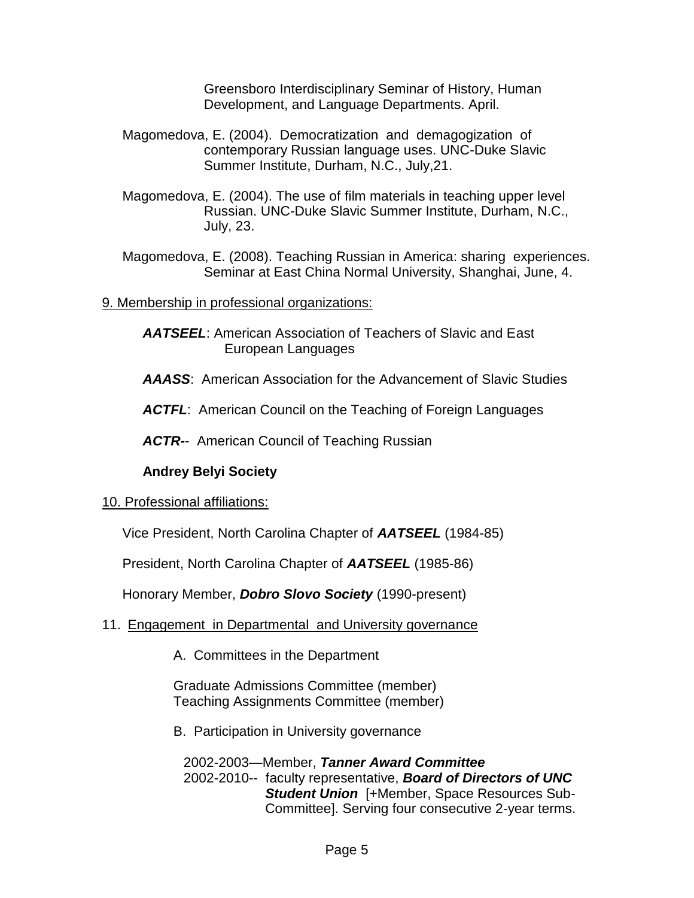Greensboro Interdisciplinary Seminar of History, Human Development, and Language Departments. April.

Magomedova, E. (2004). Democratization and demagogization of contemporary Russian language uses. UNC-Duke Slavic Summer Institute, Durham, N.C., July,21.

Magomedova, E. (2004). The use of film materials in teaching upper level Russian. UNC-Duke Slavic Summer Institute, Durham, N.C., July, 23.

Magomedova, E. (2008). Teaching Russian in America: sharing experiences. Seminar at East China Normal University, Shanghai, June, 4.

9. Membership in professional organizations:

***AATSEEL***: American Association of Teachers of Slavic and East European Languages

***AAASS***: American Association for the Advancement of Slavic Studies

***ACTFL***: American Council on the Teaching of Foreign Languages

***ACTR-***- American Council of Teaching Russian

**Andrey Belyi Society**

10. Professional affiliations:

Vice President, North Carolina Chapter of ***AATSEEL*** (1984-85)

President, North Carolina Chapter of ***AATSEEL*** (1985-86)

Honorary Member, ***Dobro Slovo Society*** (1990-present)

11. Engagement in Departmental and University governance

A. Committees in the Department

Graduate Admissions Committee (member)
Teaching Assignments Committee (member)

B. Participation in University governance

2002-2003—Member, ***Tanner Award Committee***
2002-2010-- faculty representative, ***Board of Directors of UNC Student Union*** [+Member, Space Resources Sub-Committee]. Serving four consecutive 2-year terms.